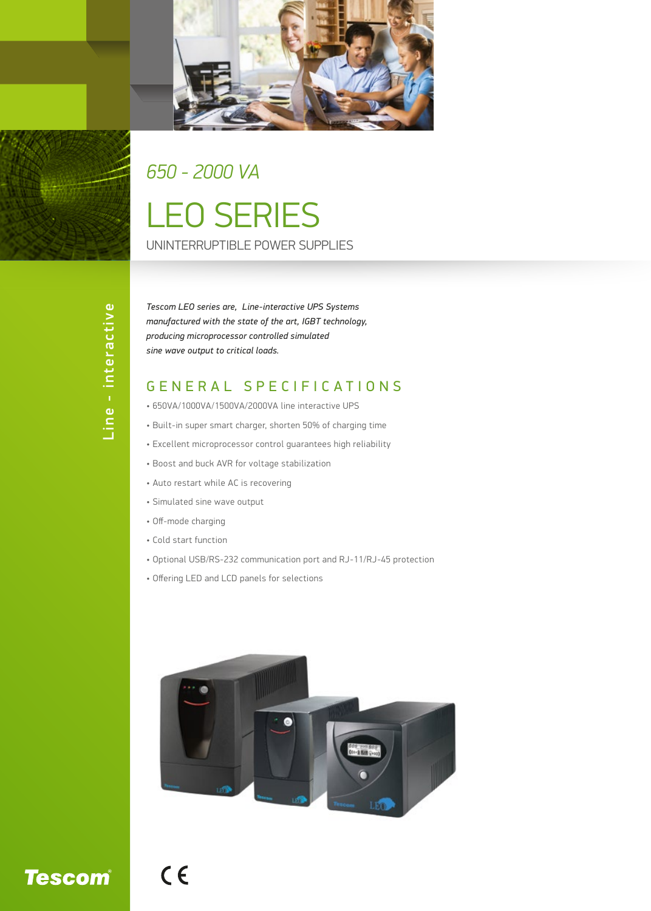*650 - 2000 VA*

# LEO SERIES

UNINTERRUPTIBLE POWER SUPPLIES

Line - interactive

*Tescom LEO series are, Line-interactive UPS Systems manufactured with the state of the art, IGBT technology, producing microprocessor controlled simulated sine wave output to critical loads.*

## GENERAL SPECIFICATIONS

- 650VA/1000VA/1500VA/2000VA line interactive UPS
- Built-in super smart charger, shorten 50% of charging time
- Excellent microprocessor control guarantees high reliability
- Boost and buck AVR for voltage stabilization
- Auto restart while AC is recovering
- Simulated sine wave output
- Off-mode charging
- Cold start function
- Optional USB/RS-232 communication port and RJ-11/RJ-45 protection
- Offering LED and LCD panels for selections

Tescom

CE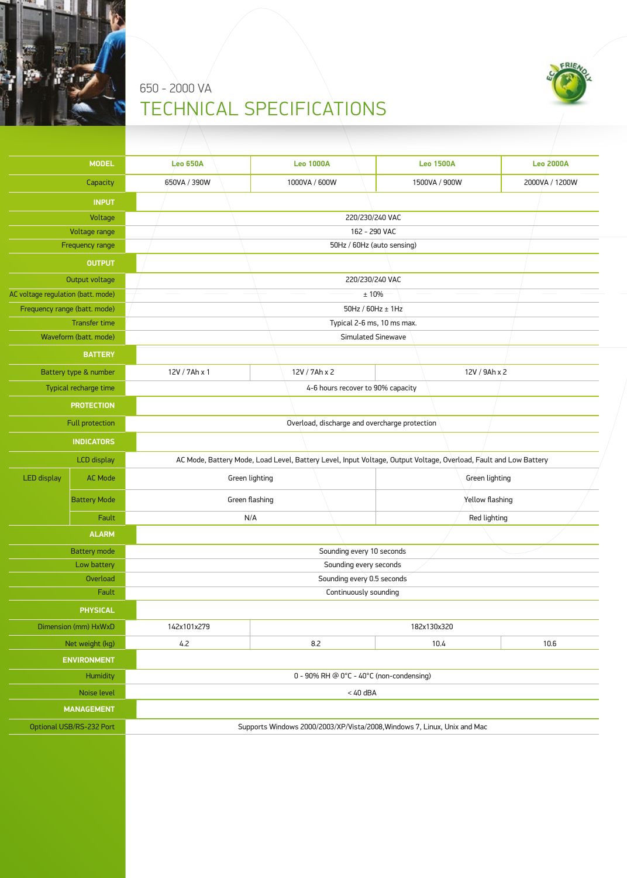650 - 2000 VA

# TECHNICAL SPECIFICATIONS

| MODEL | | Leo 650A | Leo 1000A | Leo 1500A | Leo 2000A |
|---|---|---|---|---|---|
| Capacity | | 650VA / 390W | 1000VA / 600W | 1500VA / 900W | 2000VA / 1200W |
| **INPUT** | | | | | |
| Voltage | | 220/230/240 VAC | | | |
| Voltage range | | 162 - 290 VAC | | | |
| Frequency range | | 50Hz / 60Hz (auto sensing) | | | |
| **OUTPUT** | | | | | |
| Output voltage | | 220/230/240 VAC | | | |
| AC voltage regulation (batt. mode) | | ± 10% | | | |
| Frequency range (batt. mode) | | 50Hz / 60Hz ± 1Hz | | | |
| Transfer time | | Typical 2-6 ms, 10 ms max. | | | |
| Waveform (batt. mode) | | Simulated Sinewave | | | |
| **BATTERY** | | | | | |
| Battery type & number | | 12V / 7Ah x 1 | 12V / 7Ah x 2 | 12V / 9Ah x 2 | |
| Typical recharge time | | 4-6 hours recover to 90% capacity | | | |
| **PROTECTION** | | | | | |
| Full protection | | Overload, discharge and overcharge protection | | | |
| **INDICATORS** | | | | | |
| LCD display | | AC Mode, Battery Mode, Load Level, Battery Level, Input Voltage, Output Voltage, Overload, Fault and Low Battery | | | |
| LED display | AC Mode | Green lighting | | Green lighting | |
| | Battery Mode | Green flashing | | Yellow flashing | |
| | Fault | N/A | | Red lighting | |
| **ALARM** | | | | | |
| Battery mode | | Sounding every 10 seconds | | | |
| Low battery | | Sounding every seconds | | | |
| Overload | | Sounding every 0.5 seconds | | | |
| Fault | | Continuously sounding | | | |
| **PHYSICAL** | | | | | |
| Dimension (mm) HxWxD | | 142x101x279 | 182x130x320 | | |
| Net weight (kg) | | 4.2 | 8.2 | 10.4 | 10.6 |
| **ENVIRONMENT** | | | | | |
| Humidity | | 0 - 90% RH @ 0°C - 40°C (non-condensing) | | | |
| Noise level | | < 40 dBA | | | |
| **MANAGEMENT** | | | | | |
| Optional USB/RS-232 Port | | Supports Windows 2000/2003/XP/Vista/2008,Windows 7, Linux, Unix and Mac | | | |